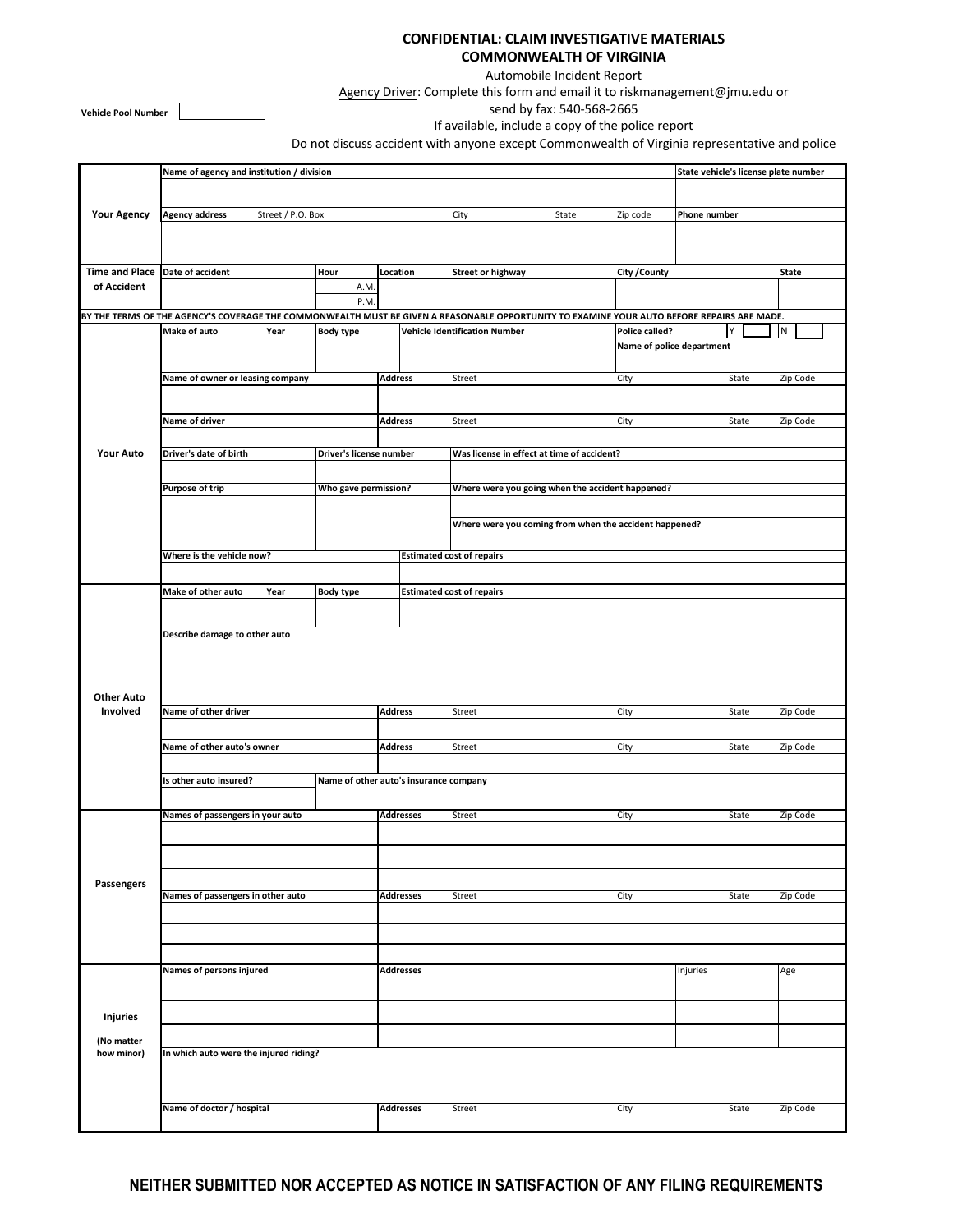**CONFIDENTIAL: CLAIM INVESTIGATIVE MATERIALS**

**COMMONWEALTH OF VIRGINIA**

Automobile Incident Report

Agency Driver: Complete this form and email it to riskmanagement@jmu.edu or send by fax: 540-568-2665

If available, include a copy of the police report

Do not discuss accident with anyone except Commonwealth of Virginia representative and police

**Vehicle Pool Number** ____________

| | | | | | | |
|---|---|---|---|---|---|---|
| **Your Agency** | **Name of agency and institution / division** | | | | | **State vehicle's license plate number** |
| | | | | | | |
| | **Agency address** Street / P.O. Box | | City | State | Zip code | **Phone number** |
| | | | | | | |
| **Time and Place of Accident** | **Date of accident** | **Hour** | **Location** **Street or highway** | | **City /County** | **State** |
| | | A.M. / P.M. | | | | |

BY THE TERMS OF THE AGENCY'S COVERAGE THE COMMONWEALTH MUST BE GIVEN A REASONABLE OPPORTUNITY TO EXAMINE YOUR AUTO BEFORE REPAIRS ARE MADE.

| | | | | | |
|---|---|---|---|---|---|
| **Your Auto** | **Make of auto** | **Year** | **Body type** | **Vehicle Identification Number** | **Police called?** Y ___ N ___ / **Name of police department** |
| | | | | | |
| | **Name of owner or leasing company** | | **Address** Street | City | State / Zip Code |
| | | | | | |
| | **Name of driver** | | **Address** Street | City | State / Zip Code |
| | | | | | |
| | **Driver's date of birth** | **Driver's license number** | **Was license in effect at time of accident?** | | |
| | | | | | |
| | **Purpose of trip** | **Who gave permission?** | **Where were you going when the accident happened?** | | |
| | | | **Where were you coming from when the accident happened?** | | |
| | **Where is the vehicle now?** | | **Estimated cost of repairs** | | |
| | | | | | |
| **Other Auto Involved** | **Make of other auto** | **Year** | **Body type** | **Estimated cost of repairs** | |
| | | | | | |
| | **Describe damage to other auto** | | | | |
| | | | | | |
| | **Name of other driver** | | **Address** Street | City | State / Zip Code |
| | | | | | |
| | **Name of other auto's owner** | | **Address** Street | City | State / Zip Code |
| | | | | | |
| | **Is other auto insured?** | **Name of other auto's insurance company** | | | |
| | | | | | |
| **Passengers** | **Names of passengers in your auto** | | **Addresses** Street | City | State / Zip Code |
| | | | | | |
| | | | | | |
| | | | | | |
| | **Names of passengers in other auto** | | **Addresses** Street | City | State / Zip Code |
| | | | | | |
| | | | | | |
| | | | | | |
| **Injuries (No matter how minor)** | **Names of persons injured** | | **Addresses** | Injuries | Age |
| | | | | | |
| | | | | | |
| | | | | | |
| | **In which auto were the injured riding?** | | | | |
| | | | | | |
| | **Name of doctor / hospital** | | **Addresses** Street | City | State / Zip Code |
| | | | | | |

**NEITHER SUBMITTED NOR ACCEPTED AS NOTICE IN SATISFACTION OF ANY FILING REQUIREMENTS**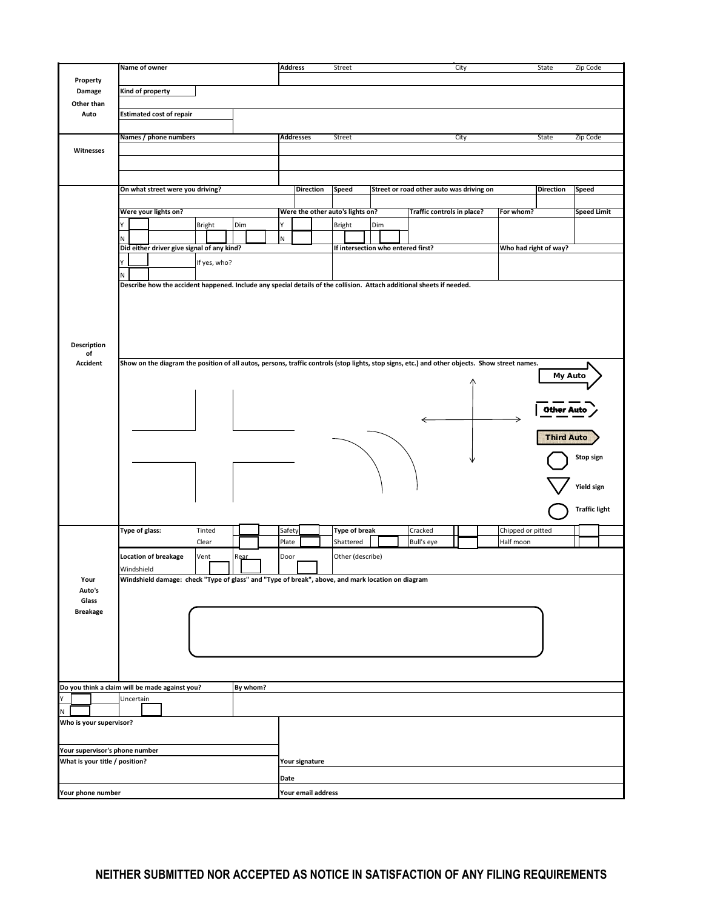| | | | | | | | | |
|---|---|---|---|---|---|---|---|---|
| **Property Damage Other than Auto** | **Name of owner** | | **Address** | Street | City | | State | Zip Code |
| | **Kind of property** | | | | | | | |
| | **Estimated cost of repair** | | | | | | | |

| | | | | | | |
|---|---|---|---|---|---|---|
| **Witnesses** | **Names / phone numbers** | **Addresses** | Street | City | State | Zip Code |
| | | | | | | |
| | | | | | | |

**Description of Accident**

| | | | | | |
|---|---|---|---|---|---|
| **On what street were you driving?** | **Direction** | **Speed** | **Street or road other auto was driving on** | **Direction** | **Speed** |
| | | | | | |

| | | | |
|---|---|---|---|
| **Were your lights on?** | **Were the other auto's lights on?** | **Traffic controls in place?** | **For whom?** / **Speed Limit** |
| Y ☐ Bright ☐ Dim ☐ | Y ☐ Bright ☐ Dim ☐ | | |
| N ☐ | N ☐ | | |

| | | |
|---|---|---|
| **Did either driver give signal of any kind?** | **If intersection who entered first?** | **Who had right of way?** |
| Y ☐ If yes, who? | | |
| N ☐ | | |

**Describe how the accident happened. Include any special details of the collision. Attach additional sheets if needed.**

**Show on the diagram the position of all autos, persons, traffic controls (stop lights, stop signs, etc.) and other objects. Show street names.**

My Auto

Other Auto

Third Auto

Stop sign

Yield sign

Traffic light

**Your Auto's Glass Breakage**

| | | | | | |
|---|---|---|---|---|---|
| **Type of glass:** | Tinted ☐ | Safety ☐ | **Type of break** | Cracked ☐ | Chipped or pitted ☐ |
| | Clear ☐ | Plate ☐ | Shattered ☐ | Bull's eye ☐ | Half moon ☐ |
| **Location of breakage** | Vent ☐ | Rear ☐ | Door ☐ | Other (describe) | |
| Windshield | | | | | |

**Windshield damage: check "Type of glass" and "Type of break", above, and mark location on diagram**

| | |
|---|---|
| **Do you think a claim will be made against you?** | **By whom?** |
| Y ☐ Uncertain ☐ | |
| N ☐ | |

| | |
|---|---|
| **Who is your supervisor?** | |
| **Your supervisor's phone number** | |
| **What is your title / position?** | **Your signature** |
| | **Date** |
| **Your phone number** | **Your email address** |

**NEITHER SUBMITTED NOR ACCEPTED AS NOTICE IN SATISFACTION OF ANY FILING REQUIREMENTS**